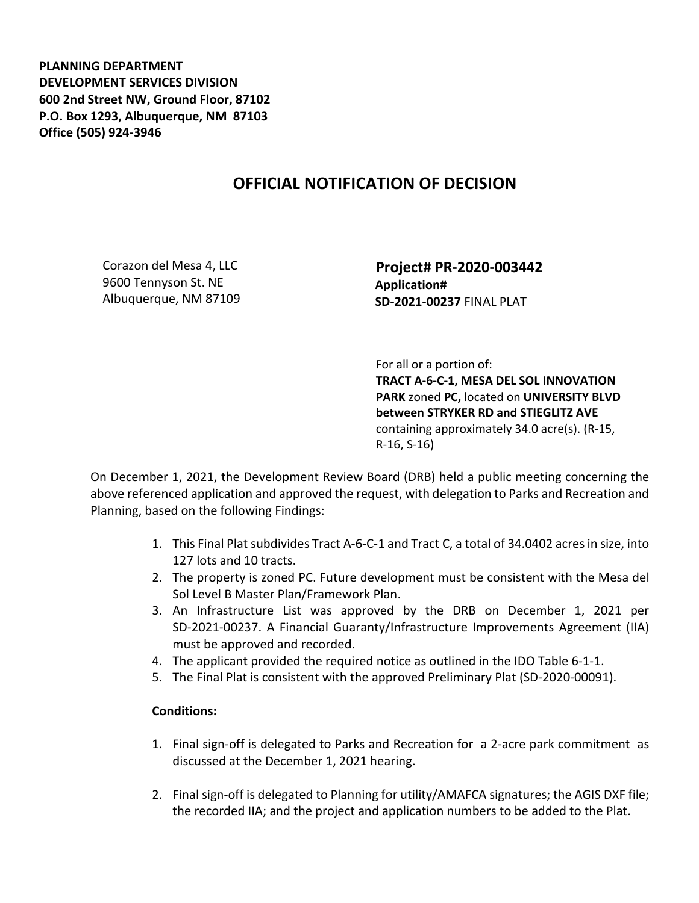**PLANNING DEPARTMENT**
**DEVELOPMENT SERVICES DIVISION**
**600 2nd Street NW, Ground Floor, 87102**
**P.O. Box 1293, Albuquerque, NM 87103**
**Office (505) 924-3946**

# OFFICIAL NOTIFICATION OF DECISION

Corazon del Mesa 4, LLC
9600 Tennyson St. NE
Albuquerque, NM 87109

**Project# PR-2020-003442**
**Application#**
**SD-2021-00237** FINAL PLAT

For all or a portion of:
**TRACT A-6-C-1, MESA DEL SOL INNOVATION PARK** zoned **PC,** located on **UNIVERSITY BLVD between STRYKER RD and STIEGLITZ AVE** containing approximately 34.0 acre(s). (R-15, R-16, S-16)

On December 1, 2021, the Development Review Board (DRB) held a public meeting concerning the above referenced application and approved the request, with delegation to Parks and Recreation and Planning, based on the following Findings:

1. This Final Plat subdivides Tract A-6-C-1 and Tract C, a total of 34.0402 acres in size, into 127 lots and 10 tracts.
2. The property is zoned PC. Future development must be consistent with the Mesa del Sol Level B Master Plan/Framework Plan.
3. An Infrastructure List was approved by the DRB on December 1, 2021 per SD-2021-00237. A Financial Guaranty/Infrastructure Improvements Agreement (IIA) must be approved and recorded.
4. The applicant provided the required notice as outlined in the IDO Table 6-1-1.
5. The Final Plat is consistent with the approved Preliminary Plat (SD-2020-00091).

**Conditions:**

1. Final sign-off is delegated to Parks and Recreation for a 2-acre park commitment as discussed at the December 1, 2021 hearing.

2. Final sign-off is delegated to Planning for utility/AMAFCA signatures; the AGIS DXF file; the recorded IIA; and the project and application numbers to be added to the Plat.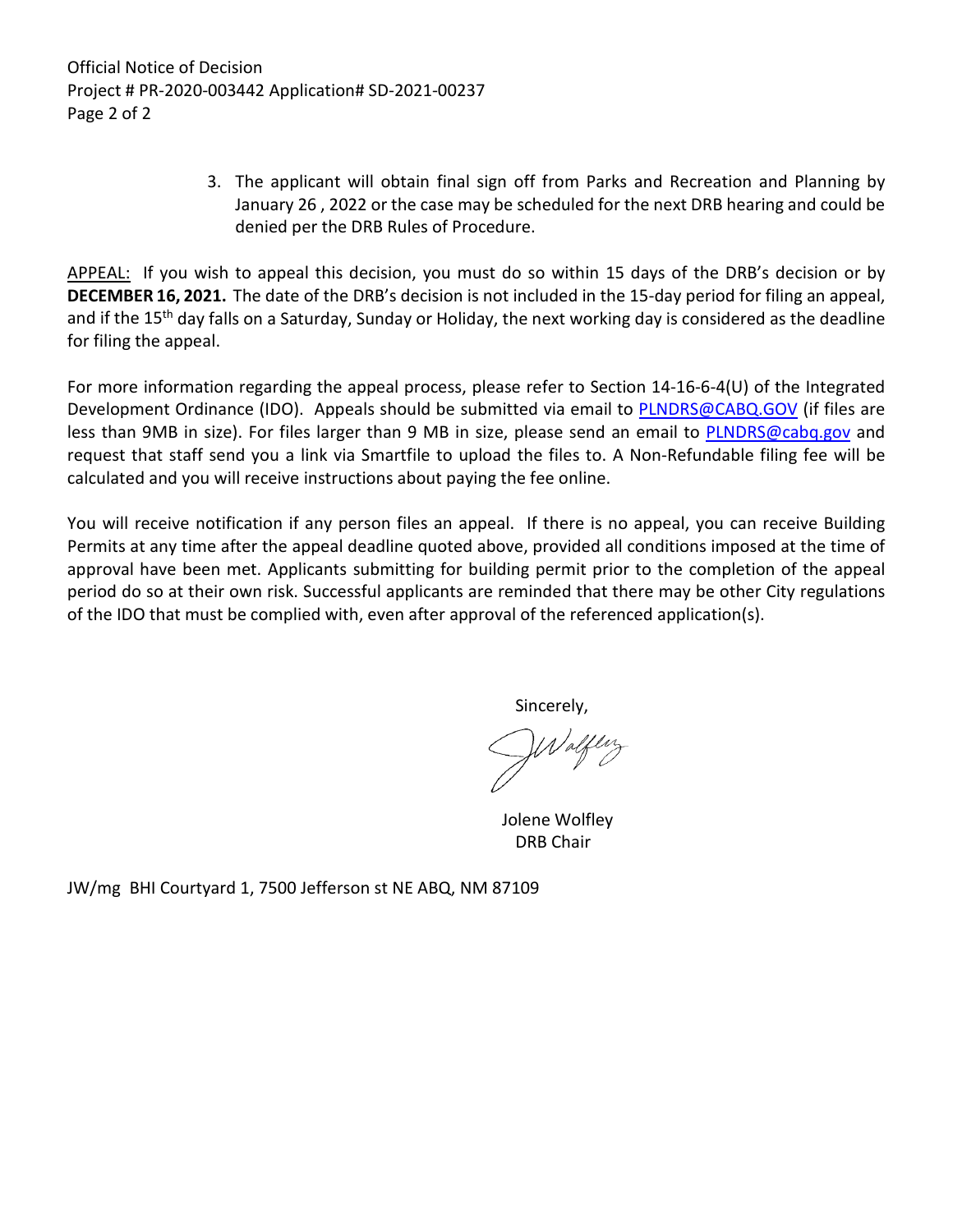3. The applicant will obtain final sign off from Parks and Recreation and Planning by January 26 , 2022 or the case may be scheduled for the next DRB hearing and could be denied per the DRB Rules of Procedure.

APPEAL: If you wish to appeal this decision, you must do so within 15 days of the DRB's decision or by **DECEMBER 16, 2021.** The date of the DRB's decision is not included in the 15-day period for filing an appeal, and if the 15th day falls on a Saturday, Sunday or Holiday, the next working day is considered as the deadline for filing the appeal.

For more information regarding the appeal process, please refer to Section 14-16-6-4(U) of the Integrated Development Ordinance (IDO). Appeals should be submitted via email to PLNDRS@CABQ.GOV (if files are less than 9MB in size). For files larger than 9 MB in size, please send an email to PLNDRS@cabq.gov and request that staff send you a link via Smartfile to upload the files to. A Non-Refundable filing fee will be calculated and you will receive instructions about paying the fee online.

You will receive notification if any person files an appeal. If there is no appeal, you can receive Building Permits at any time after the appeal deadline quoted above, provided all conditions imposed at the time of approval have been met. Applicants submitting for building permit prior to the completion of the appeal period do so at their own risk. Successful applicants are reminded that there may be other City regulations of the IDO that must be complied with, even after approval of the referenced application(s).

Sincerely,

Jolene Wolfley
DRB Chair

JW/mg BHI Courtyard 1, 7500 Jefferson st NE ABQ, NM 87109